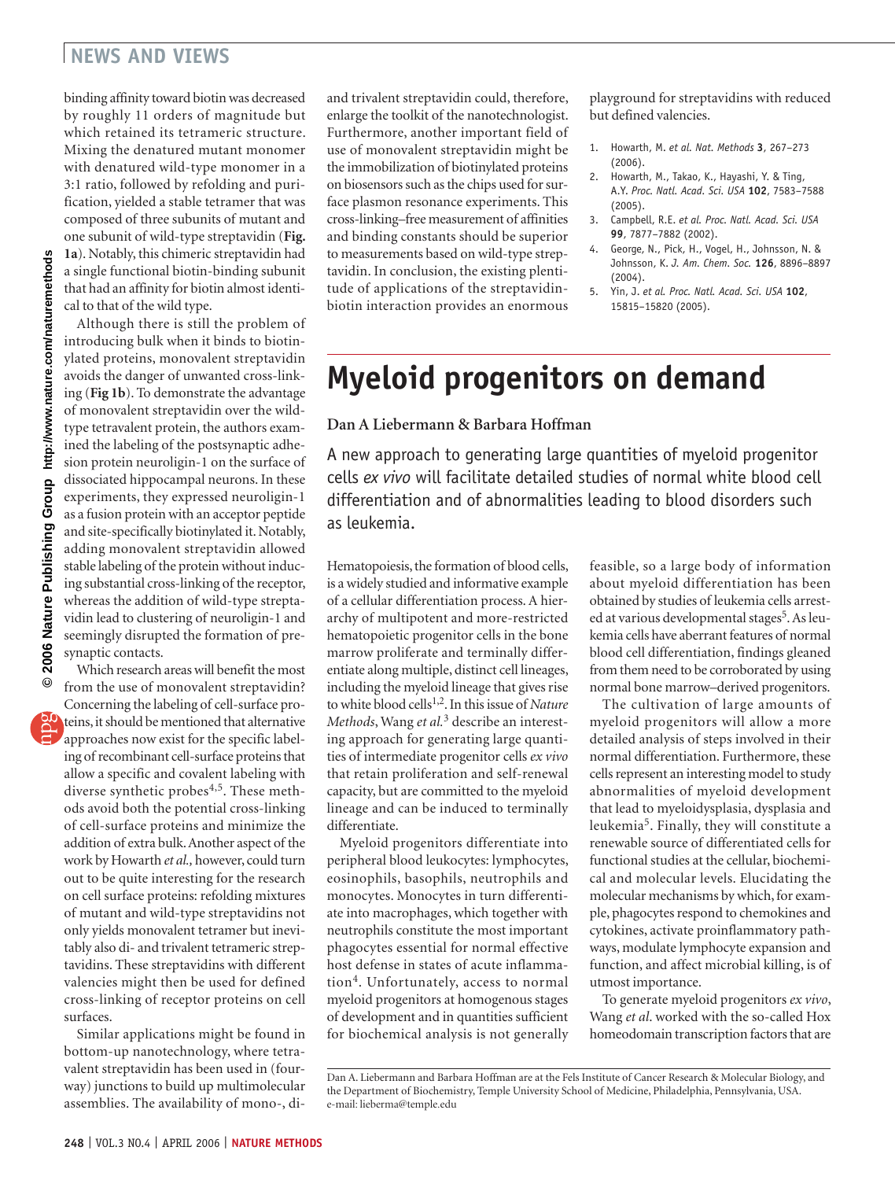binding affinity toward biotin was decreased by roughly 11 orders of magnitude but which retained its tetrameric structure. Mixing the denatured mutant monomer with denatured wild-type monomer in a 3:1 ratio, followed by refolding and purification, yielded a stable tetramer that was composed of three subunits of mutant and one subunit of wild-type streptavidin (**Fig. 1a**). Notably, this chimeric streptavidin had a single functional biotin-binding subunit that had an affinity for biotin almost identical to that of the wild type.

Although there is still the problem of introducing bulk when it binds to biotinylated proteins, monovalent streptavidin avoids the danger of unwanted cross-linking (**Fig 1b**). To demonstrate the advantage of monovalent streptavidin over the wild-type tetravalent protein, the authors examined the labeling of the postsynaptic adhesion protein neuroligin-1 on the surface of dissociated hippocampal neurons. In these experiments, they expressed neuroligin-1 as a fusion protein with an acceptor peptide and site-specifically biotinylated it. Notably, adding monovalent streptavidin allowed stable labeling of the protein without inducing substantial cross-linking of the receptor, whereas the addition of wild-type streptavidin lead to clustering of neuroligin-1 and seemingly disrupted the formation of presynaptic contacts.

Which research areas will benefit the most from the use of monovalent streptavidin? Concerning the labeling of cell-surface proteins, it should be mentioned that alternative approaches now exist for the specific labeling of recombinant cell-surface proteins that allow a specific and covalent labeling with diverse synthetic probes[4,5]. These methods avoid both the potential cross-linking of cell-surface proteins and minimize the addition of extra bulk. Another aspect of the work by Howarth *et al.,* however, could turn out to be quite interesting for the research on cell surface proteins: refolding mixtures of mutant and wild-type streptavidins not only yields monovalent tetramer but inevitably also di- and trivalent tetrameric streptavidins. These streptavidins with different valencies might then be used for defined cross-linking of receptor proteins on cell surfaces.

Similar applications might be found in bottom-up nanotechnology, where tetravalent streptavidin has been used in (four-way) junctions to build up multimolecular assemblies. The availability of mono-, di- and trivalent streptavidin could, therefore, enlarge the toolkit of the nanotechnologist. Furthermore, another important field of use of monovalent streptavidin might be the immobilization of biotinylated proteins on biosensors such as the chips used for surface plasmon resonance experiments. This cross-linking–free measurement of affinities and binding constants should be superior to measurements based on wild-type streptavidin. In conclusion, the existing plentitude of applications of the streptavidin-biotin interaction provides an enormous playground for streptavidins with reduced but defined valencies.

1. Howarth, M. *et al. Nat. Methods* **3**, 267–273 (2006).
2. Howarth, M., Takao, K., Hayashi, Y. & Ting, A.Y. *Proc. Natl. Acad. Sci. USA* **102**, 7583–7588 (2005).
3. Campbell, R.E. *et al. Proc. Natl. Acad. Sci. USA* **99**, 7877–7882 (2002).
4. George, N., Pick, H., Vogel, H., Johnsson, N. & Johnsson, K. *J. Am. Chem. Soc.* **126**, 8896–8897 (2004).
5. Yin, J. *et al. Proc. Natl. Acad. Sci. USA* **102**, 15815–15820 (2005).

# Myeloid progenitors on demand

**Dan A Liebermann & Barbara Hoffman**

A new approach to generating large quantities of myeloid progenitor cells *ex vivo* will facilitate detailed studies of normal white blood cell differentiation and of abnormalities leading to blood disorders such as leukemia.

Hematopoiesis, the formation of blood cells, is a widely studied and informative example of a cellular differentiation process. A hierarchy of multipotent and more-restricted hematopoietic progenitor cells in the bone marrow proliferate and terminally differentiate along multiple, distinct cell lineages, including the myeloid lineage that gives rise to white blood cells[1,2]. In this issue of *Nature Methods*, Wang *et al.*[3] describe an interesting approach for generating large quantities of intermediate progenitor cells *ex vivo* that retain proliferation and self-renewal capacity, but are committed to the myeloid lineage and can be induced to terminally differentiate.

Myeloid progenitors differentiate into peripheral blood leukocytes: lymphocytes, eosinophils, basophils, neutrophils and monocytes. Monocytes in turn differentiate into macrophages, which together with neutrophils constitute the most important phagocytes essential for normal effective host defense in states of acute inflammation[4]. Unfortunately, access to normal myeloid progenitors at homogenous stages of development and in quantities sufficient for biochemical analysis is not generally feasible, so a large body of information about myeloid differentiation has been obtained by studies of leukemia cells arrested at various developmental stages[5]. As leukemia cells have aberrant features of normal blood cell differentiation, findings gleaned from them need to be corroborated by using normal bone marrow–derived progenitors.

The cultivation of large amounts of myeloid progenitors will allow a more detailed analysis of steps involved in their normal differentiation. Furthermore, these cells represent an interesting model to study abnormalities of myeloid development that lead to myeloidysplasia, dysplasia and leukemia[5]. Finally, they will constitute a renewable source of differentiated cells for functional studies at the cellular, biochemical and molecular levels. Elucidating the molecular mechanisms by which, for example, phagocytes respond to chemokines and cytokines, activate proinflammatory pathways, modulate lymphocyte expansion and function, and affect microbial killing, is of utmost importance.

To generate myeloid progenitors *ex vivo*, Wang *et al.* worked with the so-called Hox homeodomain transcription factors that are

Dan A. Liebermann and Barbara Hoffman are at the Fels Institute of Cancer Research & Molecular Biology, and the Department of Biochemistry, Temple University School of Medicine, Philadelphia, Pennsylvania, USA.
e-mail: lieberma@temple.edu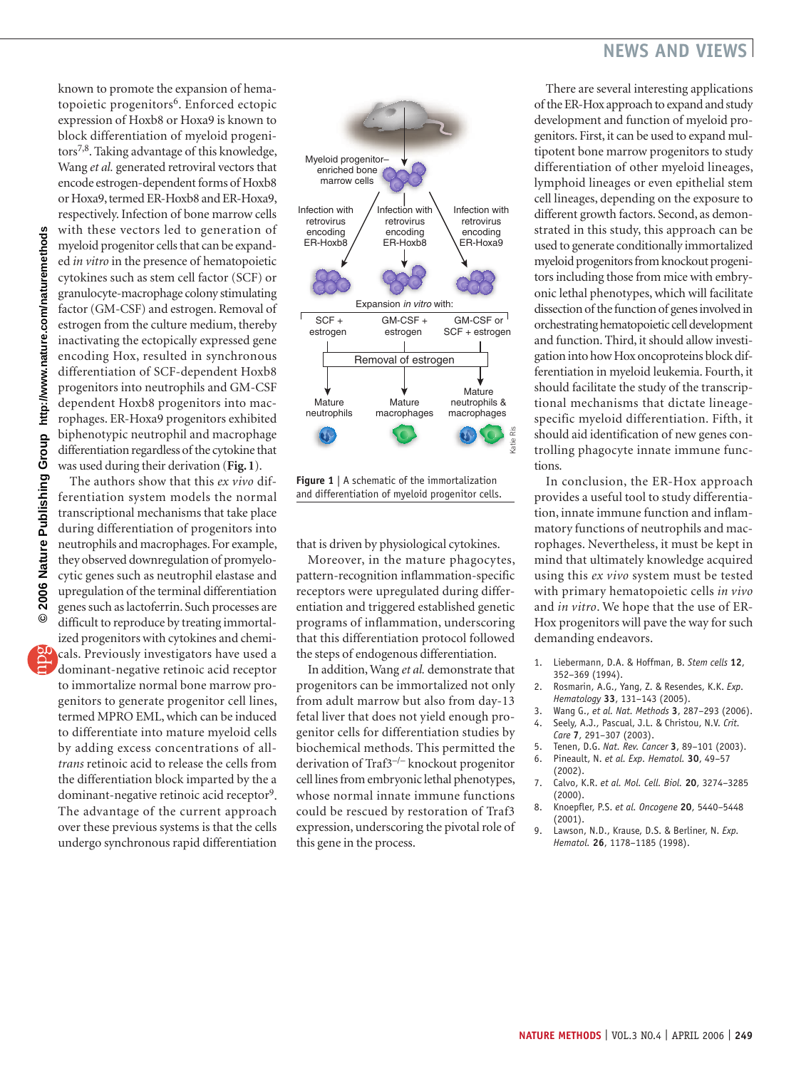known to promote the expansion of hematopoietic progenitors[6]. Enforced ectopic expression of Hoxb8 or Hoxa9 is known to block differentiation of myeloid progenitors[7,8]. Taking advantage of this knowledge, Wang *et al.* generated retroviral vectors that encode estrogen-dependent forms of Hoxb8 or Hoxa9, termed ER-Hoxb8 and ER-Hoxa9, respectively. Infection of bone marrow cells with these vectors led to generation of myeloid progenitor cells that can be expanded *in vitro* in the presence of hematopoietic cytokines such as stem cell factor (SCF) or granulocyte-macrophage colony stimulating factor (GM-CSF) and estrogen. Removal of estrogen from the culture medium, thereby inactivating the ectopically expressed gene encoding Hox, resulted in synchronous differentiation of SCF-dependent Hoxb8 progenitors into neutrophils and GM-CSF dependent Hoxb8 progenitors into macrophages. ER-Hoxa9 progenitors exhibited biphenotypic neutrophil and macrophage differentiation regardless of the cytokine that was used during their derivation (**Fig. 1**).

The authors show that this *ex vivo* differentiation system models the normal transcriptional mechanisms that take place during differentiation of progenitors into neutrophils and macrophages. For example, they observed downregulation of promyelocytic genes such as neutrophil elastase and upregulation of the terminal differentiation genes such as lactoferrin. Such processes are difficult to reproduce by treating immortalized progenitors with cytokines and chemicals. Previously investigators have used a dominant-negative retinoic acid receptor to immortalize normal bone marrow progenitors to generate progenitor cell lines, termed MPRO EML, which can be induced to differentiate into mature myeloid cells by adding excess concentrations of all-*trans* retinoic acid to release the cells from the differentiation block imparted by the a dominant-negative retinoic acid receptor[9]. The advantage of the current approach over these previous systems is that the cells undergo synchronous rapid differentiation that is driven by physiological cytokines.

Moreover, in the mature phagocytes, pattern-recognition inflammation-specific receptors were upregulated during differentiation and triggered established genetic programs of inflammation, underscoring that this differentiation protocol followed the steps of endogenous differentiation.

In addition, Wang *et al.* demonstrate that progenitors can be immortalized not only from adult marrow but also from day-13 fetal liver that does not yield enough progenitor cells for differentiation studies by biochemical methods. This permitted the derivation of Traf3$^{-/-}$ knockout progenitor cell lines from embryonic lethal phenotypes, whose normal innate immune functions could be rescued by restoration of Traf3 expression, underscoring the pivotal role of this gene in the process.

Myeloid progenitor–enriched bone marrow cells

Infection with retrovirus encoding ER-Hoxb8

Infection with retrovirus encoding ER-Hoxb8

Infection with retrovirus encoding ER-Hoxa9

Expansion *in vitro* with:

SCF + estrogen

GM-CSF + estrogen

GM-CSF or SCF + estrogen

Removal of estrogen

Mature neutrophils

Mature macrophages

Mature neutrophils & macrophages

Katie Ris

**Figure 1** | A schematic of the immortalization and differentiation of myeloid progenitor cells.

There are several interesting applications of the ER-Hox approach to expand and study development and function of myeloid progenitors. First, it can be used to expand multipotent bone marrow progenitors to study differentiation of other myeloid lineages, lymphoid lineages or even epithelial stem cell lineages, depending on the exposure to different growth factors. Second, as demonstrated in this study, this approach can be used to generate conditionally immortalized myeloid progenitors from knockout progenitors including those from mice with embryonic lethal phenotypes, which will facilitate dissection of the function of genes involved in orchestrating hematopoietic cell development and function. Third, it should allow investigation into how Hox oncoproteins block differentiation in myeloid leukemia. Fourth, it should facilitate the study of the transcriptional mechanisms that dictate lineage-specific myeloid differentiation. Fifth, it should aid identification of new genes controlling phagocyte innate immune functions.

In conclusion, the ER-Hox approach provides a useful tool to study differentiation, innate immune function and inflammatory functions of neutrophils and macrophages. Nevertheless, it must be kept in mind that ultimately knowledge acquired using this *ex vivo* system must be tested with primary hematopoietic cells *in vivo* and *in vitro*. We hope that the use of ER-Hox progenitors will pave the way for such demanding endeavors.

1. Liebermann, D.A. & Hoffman, B. *Stem cells* **12**, 352–369 (1994).
2. Rosmarin, A.G., Yang, Z. & Resendes, K.K. *Exp. Hematology* **33**, 131–143 (2005).
3. Wang G., *et al. Nat. Methods* **3**, 287–293 (2006).
4. Seely, A.J., Pascual, J.L. & Christou, N.V. *Crit. Care* **7**, 291–307 (2003).
5. Tenen, D.G. *Nat. Rev. Cancer* **3**, 89–101 (2003).
6. Pineault, N. *et al. Exp. Hematol.* **30**, 49–57 (2002).
7. Calvo, K.R. *et al. Mol. Cell. Biol.* **20**, 3274–3285 (2000).
8. Knoepfler, P.S. *et al. Oncogene* **20**, 5440–5448 (2001).
9. Lawson, N.D., Krause, D.S. & Berliner, N. *Exp. Hematol.* **26**, 1178–1185 (1998).